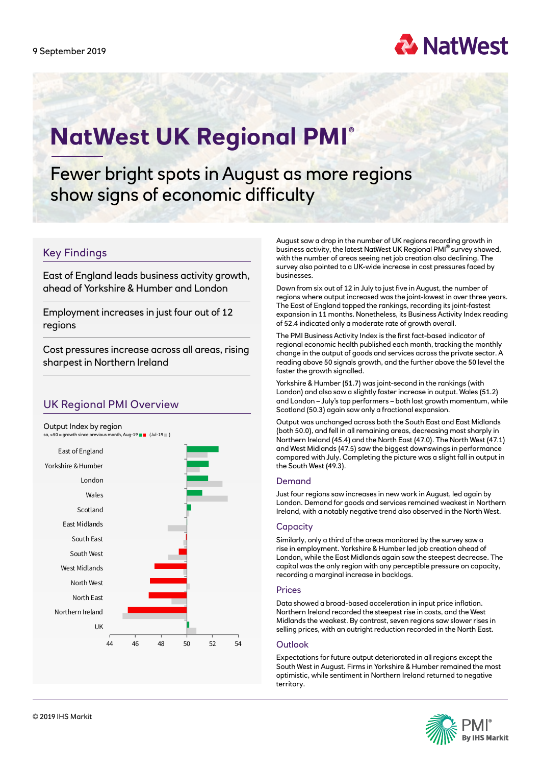9 September 2019

# NatWest UK Regional PMI®

## Fewer bright spots in August as more regions show signs of economic difficulty

### Key Findings

East of England leads business activity growth, ahead of Yorkshire & Humber and London

Employment increases in just four out of 12 regions

Cost pressures increase across all areas, rising sharpest in Northern Ireland

### UK Regional PMI Overview

Output Index by region

sa, >50 = growth since previous month, Aug-19 (Jul-19)

| Region | Aug-19 | Jul-19 |
|---|---|---|
| East of England | | |
| Yorkshire & Humber | | |
| London | | |
| Wales | | |
| Scotland | | |
| East Midlands | | |
| South East | | |
| South West | | |
| West Midlands | | |
| North West | | |
| North East | | |
| Northern Ireland | | |
| UK | | |

August saw a drop in the number of UK regions recording growth in business activity, the latest NatWest UK Regional PMI® survey showed, with the number of areas seeing net job creation also declining. The survey also pointed to a UK-wide increase in cost pressures faced by businesses.

Down from six out of 12 in July to just five in August, the number of regions where output increased was the joint-lowest in over three years. The East of England topped the rankings, recording its joint-fastest expansion in 11 months. Nonetheless, its Business Activity Index reading of 52.4 indicated only a moderate rate of growth overall.

The PMI Business Activity Index is the first fact-based indicator of regional economic health published each month, tracking the monthly change in the output of goods and services across the private sector. A reading above 50 signals growth, and the further above the 50 level the faster the growth signalled.

Yorkshire & Humber (51.7) was joint-second in the rankings (with London) and also saw a slightly faster increase in output. Wales (51.2) and London – July's top performers – both lost growth momentum, while Scotland (50.3) again saw only a fractional expansion.

Output was unchanged across both the South East and East Midlands (both 50.0), and fell in all remaining areas, decreasing most sharply in Northern Ireland (45.4) and the North East (47.0). The North West (47.1) and West Midlands (47.5) saw the biggest downswings in performance compared with July. Completing the picture was a slight fall in output in the South West (49.3).

### Demand

Just four regions saw increases in new work in August, led again by London. Demand for goods and services remained weakest in Northern Ireland, with a notably negative trend also observed in the North West.

### Capacity

Similarly, only a third of the areas monitored by the survey saw a rise in employment. Yorkshire & Humber led job creation ahead of London, while the East Midlands again saw the steepest decrease. The capital was the only region with any perceptible pressure on capacity, recording a marginal increase in backlogs.

### Prices

Data showed a broad-based acceleration in input price inflation. Northern Ireland recorded the steepest rise in costs, and the West Midlands the weakest. By contrast, seven regions saw slower rises in selling prices, with an outright reduction recorded in the North East.

### Outlook

Expectations for future output deteriorated in all regions except the South West in August. Firms in Yorkshire & Humber remained the most optimistic, while sentiment in Northern Ireland returned to negative territory.

© 2019 IHS Markit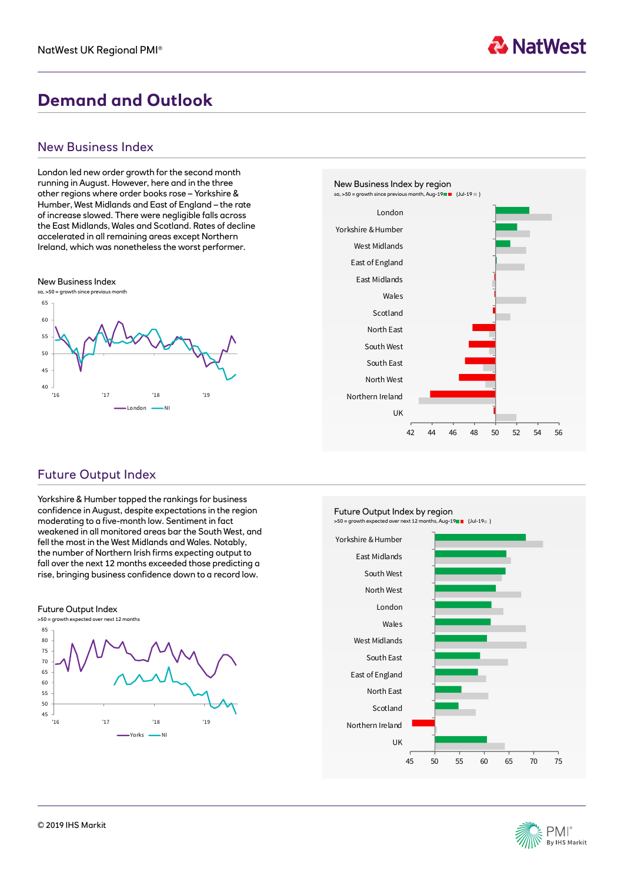# Demand and Outlook

## New Business Index

London led new order growth for the second month running in August. However, and in the three other regions where order books rose – Yorkshire & Humber, West Midlands and East of England – the rate of increase slowed. There were negligible falls across the East Midlands, Wales and Scotland. Rates of decline accelerated in all remaining areas except Northern Ireland, which was nonetheless the worst performer.

New Business Index
sa, >50 = growth since previous month

New Business Index by region
sa, >50 = growth since previous month, Aug-19 (Jul-19)

## Future Output Index

Yorkshire & Humber topped the rankings for business confidence in August, despite expectations in the region moderating to a five-month low. Sentiment in fact weakened in all monitored areas bar the South West, and fell the most in the West Midlands and Wales. Notably, the number of Northern Irish firms expecting output to fall over the next 12 months exceeded those predicting a rise, bringing business confidence down to a record low.

Future Output Index
>50 = growth expected over next 12 months

Future Output Index by region
>50 = growth expected over next 12 months, Aug-19 (Jul-19)

© 2019 IHS Markit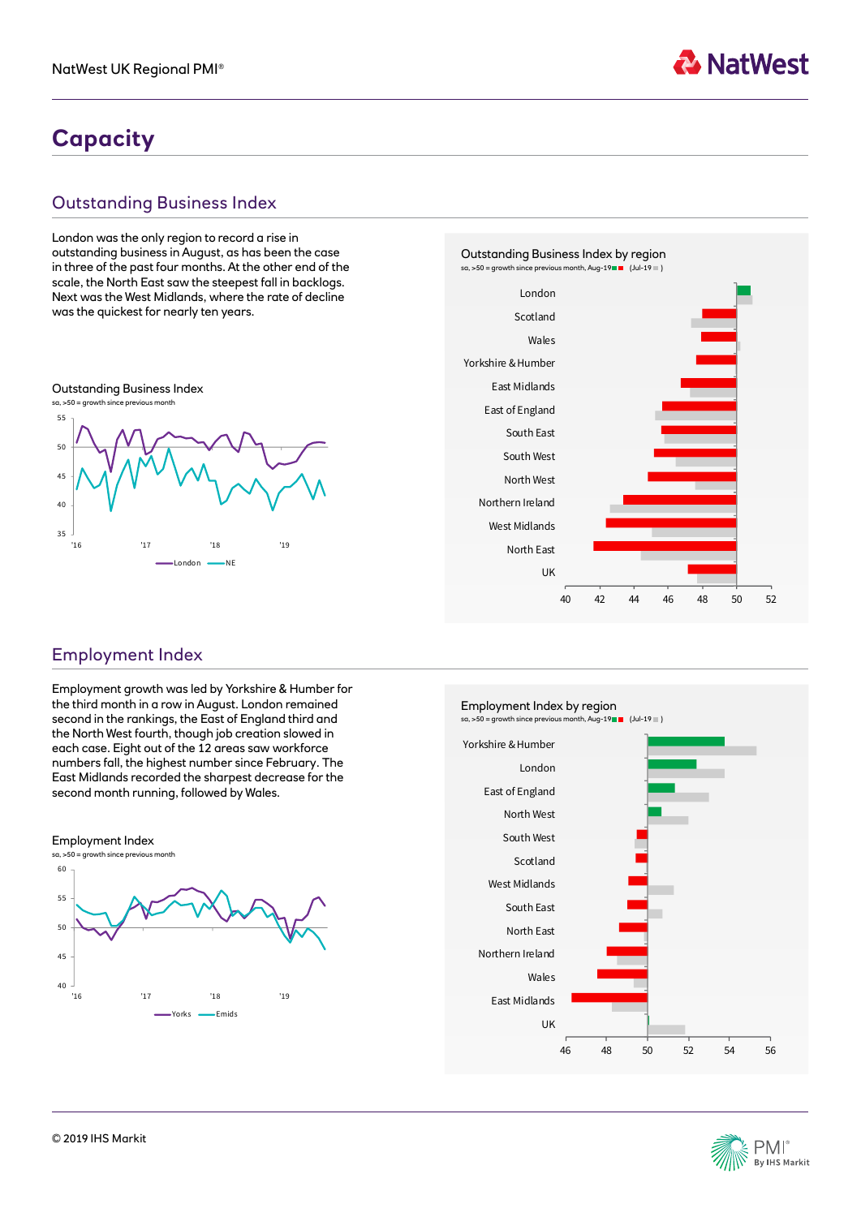# Capacity

## Outstanding Business Index

London was the only region to record a rise in outstanding business in August, as has been the case in three of the past four months. At the other end of the scale, the North East saw the steepest fall in backlogs. Next was the West Midlands, where the rate of decline was the quickest for nearly ten years.

Outstanding Business Index
sa, >50 = growth since previous month

Outstanding Business Index by region
sa, >50 = growth since previous month, Aug-19 (Jul-19)

## Employment Index

Employment growth was led by Yorkshire & Humber for the third month in a row in August. London remained second in the rankings, the East of England third and the North West fourth, though job creation slowed in each case. Eight out of the 12 areas saw workforce numbers fall, the highest number since February. The East Midlands recorded the sharpest decrease for the second month running, followed by Wales.

Employment Index
sa, >50 = growth since previous month

Employment Index by region
sa, >50 = growth since previous month, Aug-19 (Jul-19)

© 2019 IHS Markit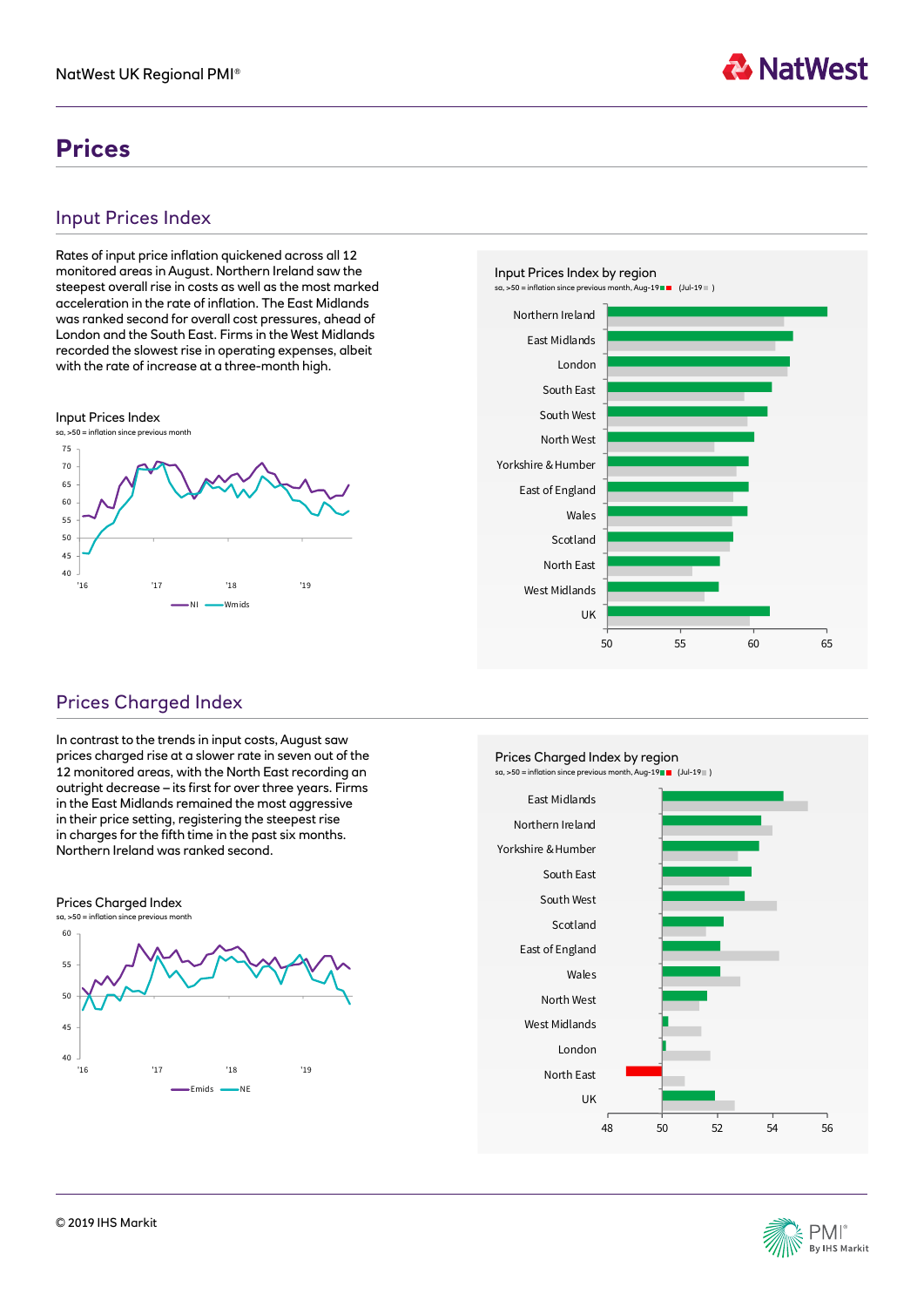# Prices

## Input Prices Index

Rates of input price inflation quickened across all 12 monitored areas in August. Northern Ireland saw the steepest overall rise in costs as well as the most marked acceleration in the rate of inflation. The East Midlands was ranked second for overall cost pressures, ahead of London and the South East. Firms in the West Midlands recorded the slowest rise in operating expenses, albeit with the rate of increase at a three-month high.

Input Prices Index

sa, >50 = inflation since previous month

Input Prices Index by region

sa, >50 = inflation since previous month, Aug-19 (Jul-19 )

## Prices Charged Index

In contrast to the trends in input costs, August saw prices charged rise at a slower rate in seven out of the 12 monitored areas, with the North East recording an outright decrease – its first for over three years. Firms in the East Midlands remained the most aggressive in their price setting, registering the steepest rise in charges for the fifth time in the past six months. Northern Ireland was ranked second.

Prices Charged Index

sa, >50 = inflation since previous month

Prices Charged Index by region

sa, >50 = inflation since previous month, Aug-19 (Jul-19 )

© 2019 IHS Markit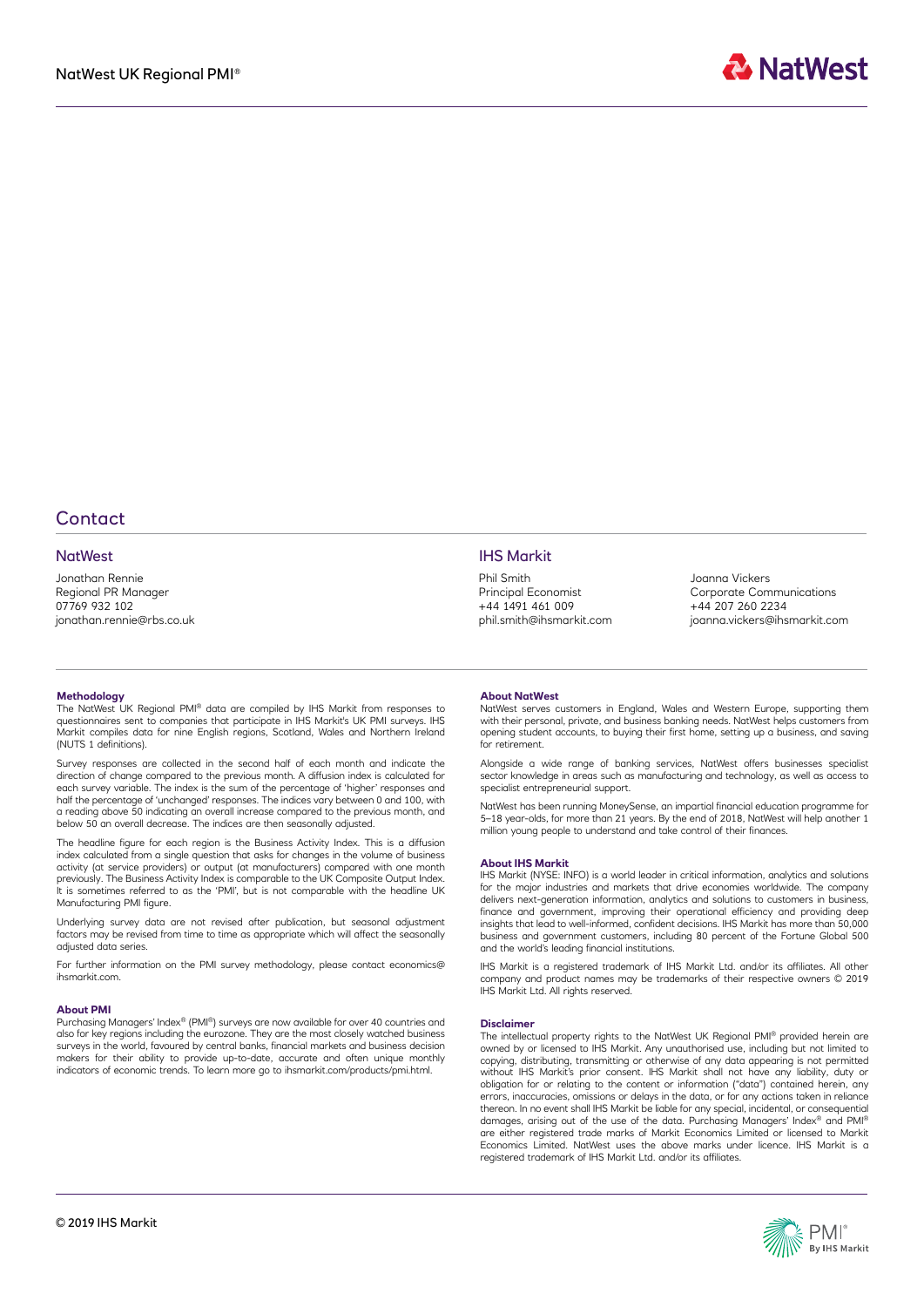## Contact

### NatWest

Jonathan Rennie
Regional PR Manager
07769 932 102
jonathan.rennie@rbs.co.uk

### IHS Markit

Phil Smith
Principal Economist
+44 1491 461 009
phil.smith@ihsmarkit.com

Joanna Vickers
Corporate Communications
+44 207 260 2234
joanna.vickers@ihsmarkit.com

#### Methodology

The NatWest UK Regional PMI® data are compiled by IHS Markit from responses to questionnaires sent to companies that participate in IHS Markit's UK PMI surveys. IHS Markit compiles data for nine English regions, Scotland, Wales and Northern Ireland (NUTS 1 definitions).

Survey responses are collected in the second half of each month and indicate the direction of change compared to the previous month. A diffusion index is calculated for each survey variable. The index is the sum of the percentage of 'higher' responses and half the percentage of 'unchanged' responses. The indices vary between 0 and 100, with a reading above 50 indicating an overall increase compared to the previous month, and below 50 an overall decrease. The indices are then seasonally adjusted.

The headline figure for each region is the Business Activity Index. This is a diffusion index calculated from a single question that asks for changes in the volume of business activity (at service providers) or output (at manufacturers) compared with one month previously. The Business Activity Index is comparable to the UK Composite Output Index. It is sometimes referred to as the 'PMI', but is not comparable with the headline UK Manufacturing PMI figure.

Underlying survey data are not revised after publication, but seasonal adjustment factors may be revised from time to time as appropriate which will affect the seasonally adjusted data series.

For further information on the PMI survey methodology, please contact economics@ihsmarkit.com.

#### About PMI

Purchasing Managers' Index® (PMI®) surveys are now available for over 40 countries and also for key regions including the eurozone. They are the most closely watched business surveys in the world, favoured by central banks, financial markets and business decision makers for their ability to provide up-to-date, accurate and often unique monthly indicators of economic trends. To learn more go to ihsmarkit.com/products/pmi.html.

#### About NatWest

NatWest serves customers in England, Wales and Western Europe, supporting them with their personal, private, and business banking needs. NatWest helps customers from opening student accounts, to buying their first home, setting up a business, and saving for retirement.

Alongside a wide range of banking services, NatWest offers businesses specialist sector knowledge in areas such as manufacturing and technology, as well as access to specialist entrepreneurial support.

NatWest has been running MoneySense, an impartial financial education programme for 5–18 year-olds, for more than 21 years. By the end of 2018, NatWest will help another 1 million young people to understand and take control of their finances.

#### About IHS Markit

IHS Markit (NYSE: INFO) is a world leader in critical information, analytics and solutions for the major industries and markets that drive economies worldwide. The company delivers next-generation information, analytics and solutions to customers in business, finance and government, improving their operational efficiency and providing deep insights that lead to well-informed, confident decisions. IHS Markit has more than 50,000 business and government customers, including 80 percent of the Fortune Global 500 and the world's leading financial institutions.

IHS Markit is a registered trademark of IHS Markit Ltd. and/or its affiliates. All other company and product names may be trademarks of their respective owners © 2019 IHS Markit Ltd. All rights reserved.

#### Disclaimer

The intellectual property rights to the NatWest UK Regional PMI® provided herein are owned by or licensed to IHS Markit. Any unauthorised use, including but not limited to copying, distributing, transmitting or otherwise of any data appearing is not permitted without IHS Markit's prior consent. IHS Markit shall not have any liability, duty or obligation for or relating to the content or information ("data") contained herein, any errors, inaccuracies, omissions or delays in the data, or for any actions taken in reliance thereon. In no event shall IHS Markit be liable for any special, incidental, or consequential damages, arising out of the use of the data. Purchasing Managers' Index® and PMI® are either registered trade marks of Markit Economics Limited or licensed to Markit Economics Limited. NatWest uses the above marks under licence. IHS Markit is a registered trademark of IHS Markit Ltd. and/or its affiliates.

© 2019 IHS Markit